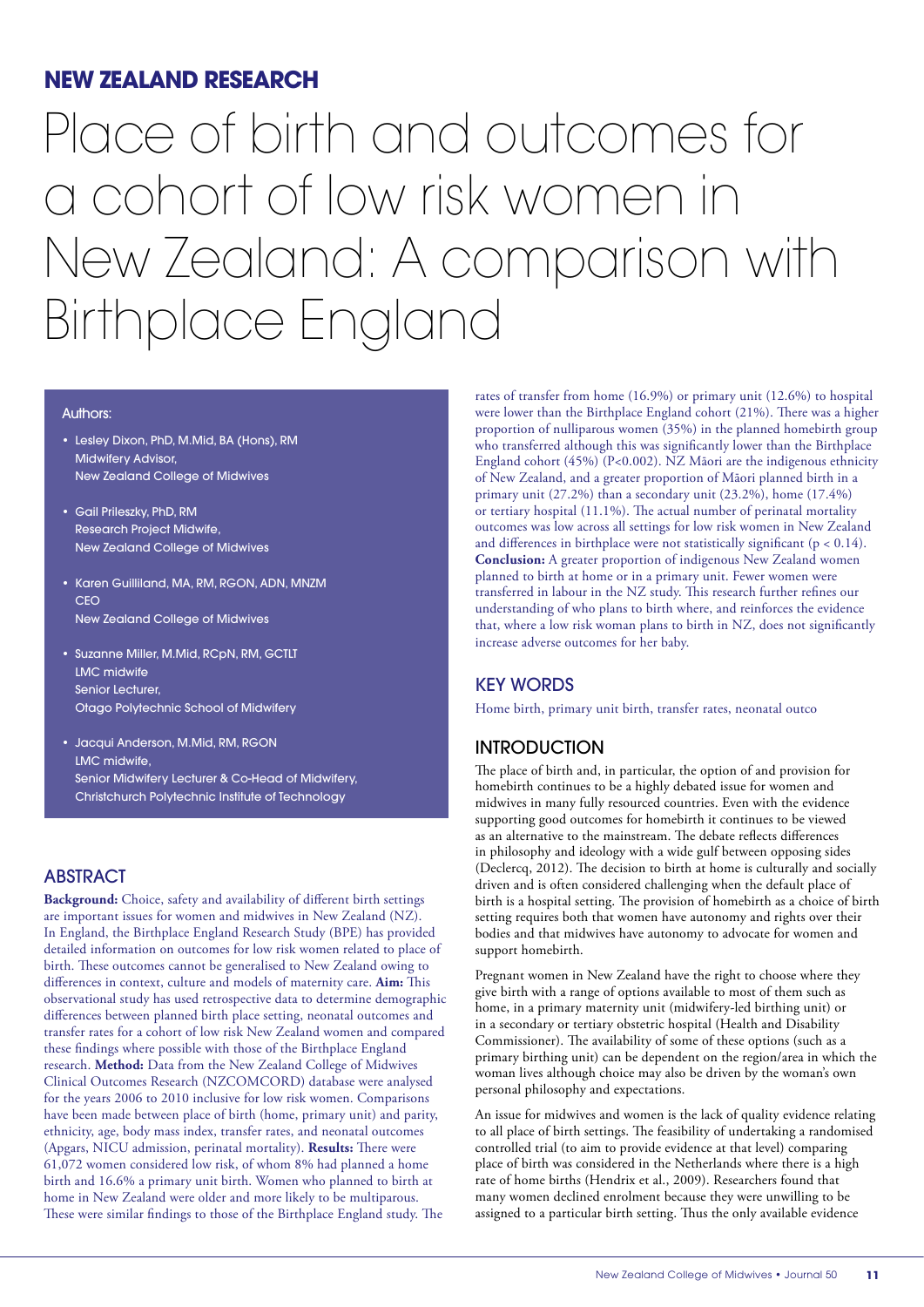## NEW ZEALAND RESEARCH

# Place of birth and outcomes for a cohort of low risk women in New Zealand: A comparison with Birthplace England

**Authors:**

- Lesley Dixon, PhD, M.Mid, BA (Hons), RM
  Midwifery Advisor,
  New Zealand College of Midwives
- Gail Pirleszky, PhD, RM
  Research Project Midwife,
  New Zealand College of Midwives
- Karen Guilliland, MA, RM, RGON, ADN, MNZM
  CEO
  New Zealand College of Midwives
- Suzanne Miller, M.Mid, RCpN, RM, GCTLT
  LMC midwife
  Senior Lecturer,
  Otago Polytechnic School of Midwifery
- Jacqui Anderson, M.Mid, RM, RGON
  LMC midwife,
  Senior Midwifery Lecturer & Co-Head of Midwifery,
  Christchurch Polytechnic Institute of Technology

## ABSTRACT

**Background:** Choice, safety and availability of different birth settings are important issues for women and midwives in New Zealand (NZ). In England, the Birthplace England Research Study (BPE) has provided detailed information on outcomes for low risk women related to place of birth. These outcomes cannot be generalised to New Zealand owing to differences in context, culture and models of maternity care. **Aim:** This observational study has used retrospective data to determine demographic differences between planned birth place setting, neonatal outcomes and transfer rates for a cohort of low risk New Zealand women and compared these findings where possible with those of the Birthplace England research. **Method:** Data from the New Zealand College of Midwives Clinical Outcomes Research (NZCOMCORD) database were analysed for the years 2006 to 2010 inclusive for low risk women. Comparisons have been made between place of birth (home, primary unit) and parity, ethnicity, age, body mass index, transfer rates, and neonatal outcomes (Apgars, NICU admission, perinatal mortality). **Results:** There were 61,072 women considered low risk, of whom 8% had planned a home birth and 16.6% a primary unit birth. Women who planned to birth at home in New Zealand were older and more likely to be multiparous. These were similar findings to those of the Birthplace England study. The rates of transfer from home (16.9%) or primary unit (12.6%) to hospital were lower than the Birthplace England cohort (21%). There was a higher proportion of nulliparous women (35%) in the planned homebirth group who transferred although this was significantly lower than the Birthplace England cohort (45%) (P<0.002). NZ Māori are the indigenous ethnicity of New Zealand, and a greater proportion of Māori planned birth in a primary unit (27.2%) than a secondary unit (23.2%), home (17.4%) or tertiary hospital (11.1%). The actual number of perinatal mortality outcomes was low across all settings for low risk women in New Zealand and differences in birthplace were not statistically significant ($p < 0.14$). **Conclusion:** A greater proportion of indigenous New Zealand women planned to birth at home or in a primary unit. Fewer women were transferred in labour in the NZ study. This research further refines our understanding of who plans to birth where, and reinforces the evidence that, where a low risk woman plans to birth in NZ, does not significantly increase adverse outcomes for her baby.

## KEY WORDS

Home birth, primary unit birth, transfer rates, neonatal outco

## INTRODUCTION

The place of birth and, in particular, the option of and provision for homebirth continues to be a highly debated issue for women and midwives in many fully resourced countries. Even with the evidence supporting good outcomes for homebirth it continues to be viewed as an alternative to the mainstream. The debate reflects differences in philosophy and ideology with a wide gulf between opposing sides (Declercq, 2012). The decision to birth at home is culturally and socially driven and is often considered challenging when the default place of birth is a hospital setting. The provision of homebirth as a choice of birth setting requires both that women have autonomy and rights over their bodies and that midwives have autonomy to advocate for women and support homebirth.

Pregnant women in New Zealand have the right to choose where they give birth with a range of options available to most of them such as home, in a primary maternity unit (midwifery-led birthing unit) or in a secondary or tertiary obstetric hospital (Health and Disability Commissioner). The availability of some of these options (such as a primary birthing unit) can be dependent on the region/area in which the woman lives although choice may also be driven by the woman's own personal philosophy and expectations.

An issue for midwives and women is the lack of quality evidence relating to all place of birth settings. The feasibility of undertaking a randomised controlled trial (to aim to provide evidence at that level) comparing place of birth was considered in the Netherlands where there is a high rate of home births (Hendrix et al., 2009). Researchers found that many women declined enrolment because they were unwilling to be assigned to a particular birth setting. Thus the only available evidence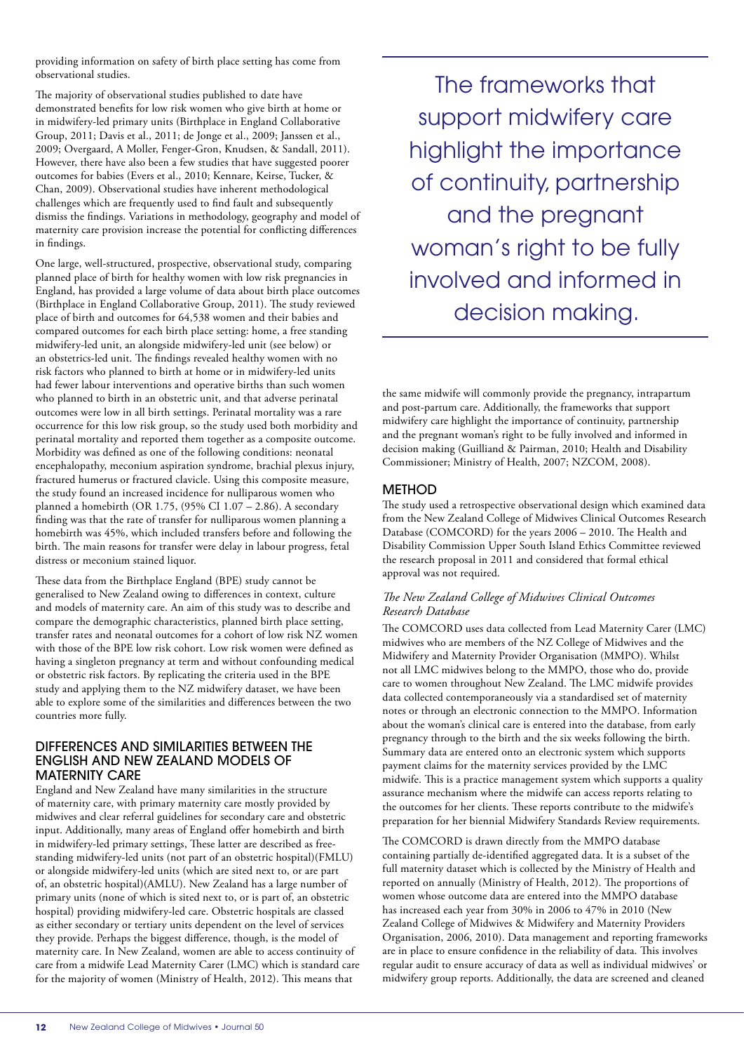providing information on safety of birth place setting has come from observational studies.

The majority of observational studies published to date have demonstrated benefits for low risk women who give birth at home or in midwifery-led primary units (Birthplace in England Collaborative Group, 2011; Davis et al., 2011; de Jonge et al., 2009; Janssen et al., 2009; Overgaard, A Moller, Fenger-Gron, Knudsen, & Sandall, 2011). However, there have also been a few studies that have suggested poorer outcomes for babies (Evers et al., 2010; Kennare, Keirse, Tucker, & Chan, 2009). Observational studies have inherent methodological challenges which are frequently used to find fault and subsequently dismiss the findings. Variations in methodology, geography and model of maternity care provision increase the potential for conflicting differences in findings.

One large, well-structured, prospective, observational study, comparing planned place of birth for healthy women with low risk pregnancies in England, has provided a large volume of data about birth place outcomes (Birthplace in England Collaborative Group, 2011). The study reviewed place of birth and outcomes for 64,538 women and their babies and compared outcomes for each birth place setting: home, a free standing midwifery-led unit, an alongside midwifery-led unit (see below) or an obstetrics-led unit. The findings revealed healthy women with no risk factors who planned to birth at home or in midwifery-led units had fewer labour interventions and operative births than such women who planned to birth in an obstetric unit, and that adverse perinatal outcomes were low in all birth settings. Perinatal mortality was a rare occurrence for this low risk group, so the study used both morbidity and perinatal mortality and reported them together as a composite outcome. Morbidity was defined as one of the following conditions: neonatal encephalopathy, meconium aspiration syndrome, brachial plexus injury, fractured humerus or fractured clavicle. Using this composite measure, the study found an increased incidence for nulliparous women who planned a homebirth (OR 1.75, (95% CI 1.07 – 2.86). A secondary finding was that the rate of transfer for nulliparous women planning a homebirth was 45%, which included transfers before and following the birth. The main reasons for transfer were delay in labour progress, fetal distress or meconium stained liquor.

These data from the Birthplace England (BPE) study cannot be generalised to New Zealand owing to differences in context, culture and models of maternity care. An aim of this study was to describe and compare the demographic characteristics, planned birth place setting, transfer rates and neonatal outcomes for a cohort of low risk NZ women with those of the BPE low risk cohort. Low risk women were defined as having a singleton pregnancy at term and without confounding medical or obstetric risk factors. By replicating the criteria used in the BPE study and applying them to the NZ midwifery dataset, we have been able to explore some of the similarities and differences between the two countries more fully.

## DIFFERENCES AND SIMILARITIES BETWEEN THE ENGLISH AND NEW ZEALAND MODELS OF MATERNITY CARE

England and New Zealand have many similarities in the structure of maternity care, with primary maternity care mostly provided by midwives and clear referral guidelines for secondary care and obstetric input. Additionally, many areas of England offer homebirth and birth in midwifery-led primary settings, These latter are described as free-standing midwifery-led units (not part of an obstetric hospital)(FMLU) or alongside midwifery-led units (which are sited next to, or are part of, an obstetric hospital)(AMLU). New Zealand has a large number of primary units (none of which is sited next to, or is part of, an obstetric hospital) providing midwifery-led care. Obstetric hospitals are classed as either secondary or tertiary units dependent on the level of services they provide. Perhaps the biggest difference, though, is the model of maternity care. In New Zealand, women are able to access continuity of care from a midwife Lead Maternity Carer (LMC) which is standard care for the majority of women (Ministry of Health, 2012). This means that the same midwife will commonly provide the pregnancy, intrapartum and post-partum care. Additionally, the frameworks that support midwifery care highlight the importance of continuity, partnership and the pregnant woman's right to be fully involved and informed in decision making (Guilliand & Pairman, 2010; Health and Disability Commissioner; Ministry of Health, 2007; NZCOM, 2008).

> The frameworks that support midwifery care highlight the importance of continuity, partnership and the pregnant woman's right to be fully involved and informed in decision making.

## METHOD

The study used a retrospective observational design which examined data from the New Zealand College of Midwives Clinical Outcomes Research Database (COMCORD) for the years 2006 – 2010. The Health and Disability Commission Upper South Island Ethics Committee reviewed the research proposal in 2011 and considered that formal ethical approval was not required.

### *The New Zealand College of Midwives Clinical Outcomes Research Database*

The COMCORD uses data collected from Lead Maternity Carer (LMC) midwives who are members of the NZ College of Midwives and the Midwifery and Maternity Provider Organisation (MMPO). Whilst not all LMC midwives belong to the MMPO, those who do, provide care to women throughout New Zealand. The LMC midwife provides data collected contemporaneously via a standardised set of maternity notes or through an electronic connection to the MMPO. Information about the woman's clinical care is entered into the database, from early pregnancy through to the birth and the six weeks following the birth. Summary data are entered onto an electronic system which supports payment claims for the maternity services provided by the LMC midwife. This is a practice management system which supports a quality assurance mechanism where the midwife can access reports relating to the outcomes for her clients. These reports contribute to the midwife's preparation for her biennial Midwifery Standards Review requirements.

The COMCORD is drawn directly from the MMPO database containing partially de-identified aggregated data. It is a subset of the full maternity dataset which is collected by the Ministry of Health and reported on annually (Ministry of Health, 2012). The proportions of women whose outcome data are entered into the MMPO database has increased each year from 30% in 2006 to 47% in 2010 (New Zealand College of Midwives & Midwifery and Maternity Providers Organisation, 2006, 2010). Data management and reporting frameworks are in place to ensure confidence in the reliability of data. This involves regular audit to ensure accuracy of data as well as individual midwives' or midwifery group reports. Additionally, the data are screened and cleaned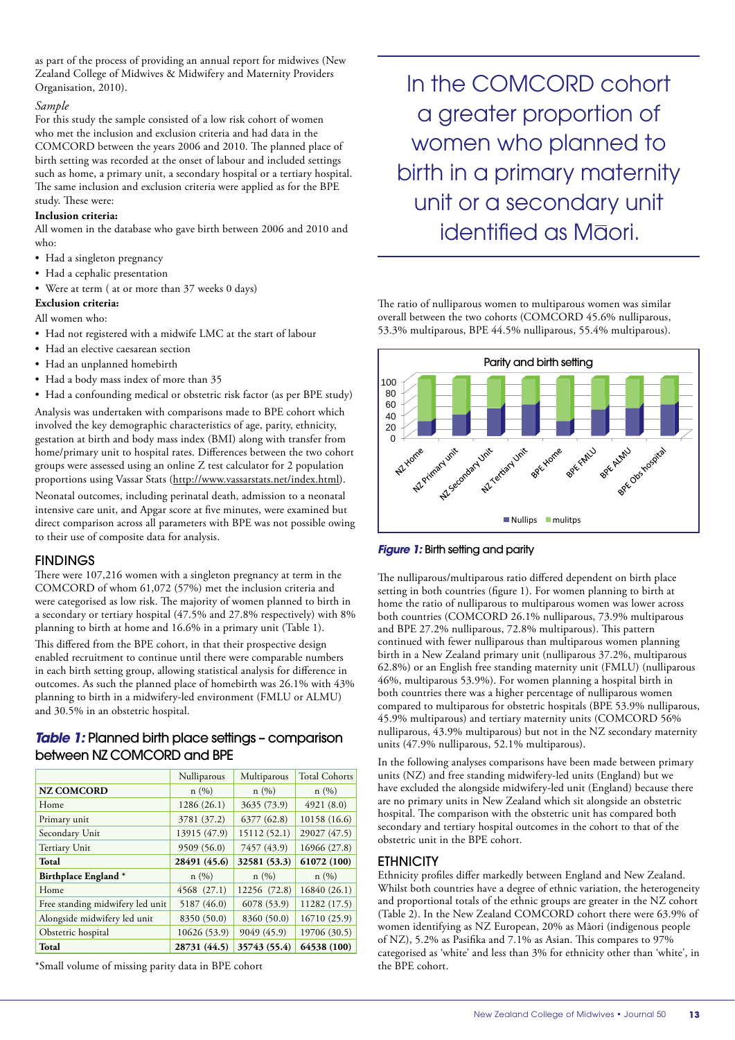as part of the process of providing an annual report for midwives (New Zealand College of Midwives & Midwifery and Maternity Providers Organisation, 2010).

*Sample*

For this study the sample consisted of a low risk cohort of women who met the inclusion and exclusion criteria and had data in the COMCORD between the years 2006 and 2010. The planned place of birth setting was recorded at the onset of labour and included settings such as home, a primary unit, a secondary hospital or a tertiary hospital. The same inclusion and exclusion criteria were applied as for the BPE study. These were:

**Inclusion criteria:**

All women in the database who gave birth between 2006 and 2010 and who:

- Had a singleton pregnancy
- Had a cephalic presentation
- Were at term ( at or more than 37 weeks 0 days)

**Exclusion criteria:**

All women who:

- Had not registered with a midwife LMC at the start of labour
- Had an elective caesarean section
- Had an unplanned homebirth
- Had a body mass index of more than 35
- Had a confounding medical or obstetric risk factor (as per BPE study)

Analysis was undertaken with comparisons made to BPE cohort which involved the key demographic characteristics of age, parity, ethnicity, gestation at birth and body mass index (BMI) along with transfer from home/primary unit to hospital rates. Differences between the two cohort groups were assessed using an online Z test calculator for 2 population proportions using Vassar Stats (http://www.vassarstats.net/index.html).

Neonatal outcomes, including perinatal death, admission to a neonatal intensive care unit, and Apgar score at five minutes, were examined but direct comparison across all parameters with BPE was not possible owing to their use of composite data for analysis.

## FINDINGS

There were 107,216 women with a singleton pregnancy at term in the COMCORD of whom 61,072 (57%) met the inclusion criteria and were categorised as low risk. The majority of women planned to birth in a secondary or tertiary hospital (47.5% and 27.8% respectively) with 8% planning to birth at home and 16.6% in a primary unit (Table 1).

This differed from the BPE cohort, in that their prospective design enabled recruitment to continue until there were comparable numbers in each birth setting group, allowing statistical analysis for difference in outcomes. As such the planned place of homebirth was 26.1% with 43% planning to birth in a midwifery-led environment (FMLU or ALMU) and 30.5% in an obstetric hospital.

***Table 1:*** Planned birth place settings – comparison between NZ COMCORD and BPE

| | Nulliparous | Multiparous | Total Cohorts |
|---|---|---|---|
| **NZ COMCORD** | n (%) | n (%) | n (%) |
| Home | 1286 (26.1) | 3635 (73.9) | 4921 (8.0) |
| Primary unit | 3781 (37.2) | 6377 (62.8) | 10158 (16.6) |
| Secondary Unit | 13915 (47.9) | 15112 (52.1) | 29027 (47.5) |
| Tertiary Unit | 9509 (56.0) | 7457 (43.9) | 16966 (27.8) |
| **Total** | **28491 (45.6)** | **32581 (53.3)** | **61072 (100)** |
| **Birthplace England** * | n (%) | n (%) | n (%) |
| Home | 4568 (27.1) | 12256 (72.8) | 16840 (26.1) |
| Free standing midwifery led unit | 5187 (46.0) | 6078 (53.9) | 11282 (17.5) |
| Alongside midwifery led unit | 8350 (50.0) | 8360 (50.0) | 16710 (25.9) |
| Obstetric hospital | 10626 (53.9) | 9049 (45.9) | 19706 (30.5) |
| **Total** | **28731 (44.5)** | **35743 (55.4)** | **64538 (100)** |

*Small volume of missing parity data in BPE cohort

> In the COMCORD cohort a greater proportion of women who planned to birth in a primary maternity unit or a secondary unit identified as Māori.

The ratio of nulliparous women to multiparous women was similar overall between the two cohorts (COMCORD 45.6% nulliparous, 53.3% multiparous, BPE 44.5% nulliparous, 55.4% multiparous).

***Figure 1:*** Birth setting and parity

The nulliparous/multiparous ratio differed dependent on birth place setting in both countries (figure 1). For women planning to birth at home the ratio of nulliparous to multiparous women was lower across both countries (COMCORD 26.1% nulliparous, 73.9% multiparous and BPE 27.2% nulliparous, 72.8% multiparous). This pattern continued with fewer nulliparous than multiparous women planning birth in a New Zealand primary unit (nulliparous 37.2%, multiparous 62.8%) or an English free standing maternity unit (FMLU) (nulliparous 46%, multiparous 53.9%). For women planning a hospital birth in both countries there was a higher percentage of nulliparous women compared to multiparous for obstetric hospitals (BPE 53.9% nulliparous, 45.9% multiparous) and tertiary maternity units (COMCORD 56% nulliparous, 43.9% multiparous) but not in the NZ secondary maternity units (47.9% nulliparous, 52.1% multiparous).

In the following analyses comparisons have been made between primary units (NZ) and free standing midwifery-led units (England) but we have excluded the alongside midwifery-led unit (England) because there are no primary units in New Zealand which sit alongside an obstetric hospital. The comparison with the obstetric unit has compared both secondary and tertiary hospital outcomes in the cohort to that of the obstetric unit in the BPE cohort.

## ETHNICITY

Ethnicity profiles differ markedly between England and New Zealand. Whilst both countries have a degree of ethnic variation, the heterogeneity and proportional totals of the ethnic groups are greater in the NZ cohort (Table 2). In the New Zealand COMCORD cohort there were 63.9% of women identifying as NZ European, 20% as Māori (indigenous people of NZ), 5.2% as Pasifika and 7.1% as Asian. This compares to 97% categorised as 'white' and less than 3% for ethnicity other than 'white', in the BPE cohort.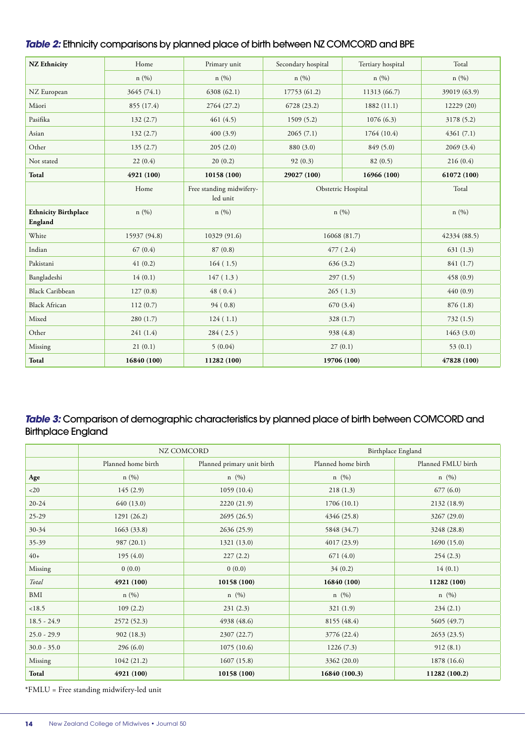### *Table 2:* Ethnicity comparisons by planned place of birth between NZ COMCORD and BPE

| **NZ Ethnicity** | Home | Primary unit | Secondary hospital | Tertiary hospital | Total |
|---|---|---|---|---|---|
| | n (%) | n (%) | n (%) | n (%) | n (%) |
| NZ European | 3645 (74.1) | 6308 (62.1) | 17753 (61.2) | 11313 (66.7) | 39019 (63.9) |
| Māori | 855 (17.4) | 2764 (27.2) | 6728 (23.2) | 1882 (11.1) | 12229 (20) |
| Pasifika | 132 (2.7) | 461 (4.5) | 1509 (5.2) | 1076 (6.3) | 3178 (5.2) |
| Asian | 132 (2.7) | 400 (3.9) | 2065 (7.1) | 1764 (10.4) | 4361 (7.1) |
| Other | 135 (2.7) | 205 (2.0) | 880 (3.0) | 849 (5.0) | 2069 (3.4) |
| Not stated | 22 (0.4) | 20 (0.2) | 92 (0.3) | 82 (0.5) | 216 (0.4) |
| **Total** | **4921 (100)** | **10158 (100)** | **29027 (100)** | **16966 (100)** | **61072 (100)** |
| | Home | Free standing midwifery-led unit | Obstetric Hospital | | Total |
| **Ethnicity Birthplace England** | n (%) | n (%) | n (%) | | n (%) |
| White | 15937 (94.8) | 10329 (91.6) | 16068 (81.7) | | 42334 (88.5) |
| Indian | 67 (0.4) | 87 (0.8) | 477 ( 2.4) | | 631 (1.3) |
| Pakistani | 41 (0.2) | 164 ( 1.5) | 636 (3.2) | | 841 (1.7) |
| Bangladeshi | 14 (0.1) | 147 ( 1.3 ) | 297 (1.5) | | 458 (0.9) |
| Black Caribbean | 127 (0.8) | 48 ( 0.4 ) | 265 ( 1.3) | | 440 (0.9) |
| Black African | 112 (0.7) | 94 ( 0.8) | 670 (3.4) | | 876 (1.8) |
| Mixed | 280 (1.7) | 124 ( 1.1) | 328 (1.7) | | 732 (1.5) |
| Other | 241 (1.4) | 284 ( 2.5 ) | 938 (4.8) | | 1463 (3.0) |
| Missing | 21 (0.1) | 5 (0.04) | 27 (0.1) | | 53 (0.1) |
| **Total** | **16840 (100)** | **11282 (100)** | **19706 (100)** | | **47828 (100)** |

### *Table 3:* Comparison of demographic characteristics by planned place of birth between COMCORD and Birthplace England

| | NZ COMCORD | | Birthplace England | |
|---|---|---|---|---|
| | Planned home birth | Planned primary unit birth | Planned home birth | Planned FMLU birth |
| **Age** | n (%) | n (%) | n (%) | n (%) |
| <20 | 145 (2.9) | 1059 (10.4) | 218 (1.3) | 677 (6.0) |
| 20-24 | 640 (13.0) | 2220 (21.9) | 1706 (10.1) | 2132 (18.9) |
| 25-29 | 1291 (26.2) | 2695 (26.5) | 4346 (25.8) | 3267 (29.0) |
| 30-34 | 1663 (33.8) | 2636 (25.9) | 5848 (34.7) | 3248 (28.8) |
| 35-39 | 987 (20.1) | 1321 (13.0) | 4017 (23.9) | 1690 (15.0) |
| 40+ | 195 (4.0) | 227 (2.2) | 671 (4.0) | 254 (2.3) |
| Missing | 0 (0.0) | 0 (0.0) | 34 (0.2) | 14 (0.1) |
| *Total* | **4921 (100)** | **10158 (100)** | **16840 (100)** | **11282 (100)** |
| BMI | n (%) | n (%) | n (%) | n (%) |
| <18.5 | 109 (2.2) | 231 (2.3) | 321 (1.9) | 234 (2.1) |
| 18.5 - 24.9 | 2572 (52.3) | 4938 (48.6) | 8155 (48.4) | 5605 (49.7) |
| 25.0 - 29.9 | 902 (18.3) | 2307 (22.7) | 3776 (22.4) | 2653 (23.5) |
| 30.0 - 35.0 | 296 (6.0) | 1075 (10.6) | 1226 (7.3) | 912 (8.1) |
| Missing | 1042 (21.2) | 1607 (15.8) | 3362 (20.0) | 1878 (16.6) |
| **Total** | **4921 (100)** | **10158 (100)** | **16840 (100.3)** | **11282 (100.2)** |

*FMLU = Free standing midwifery-led unit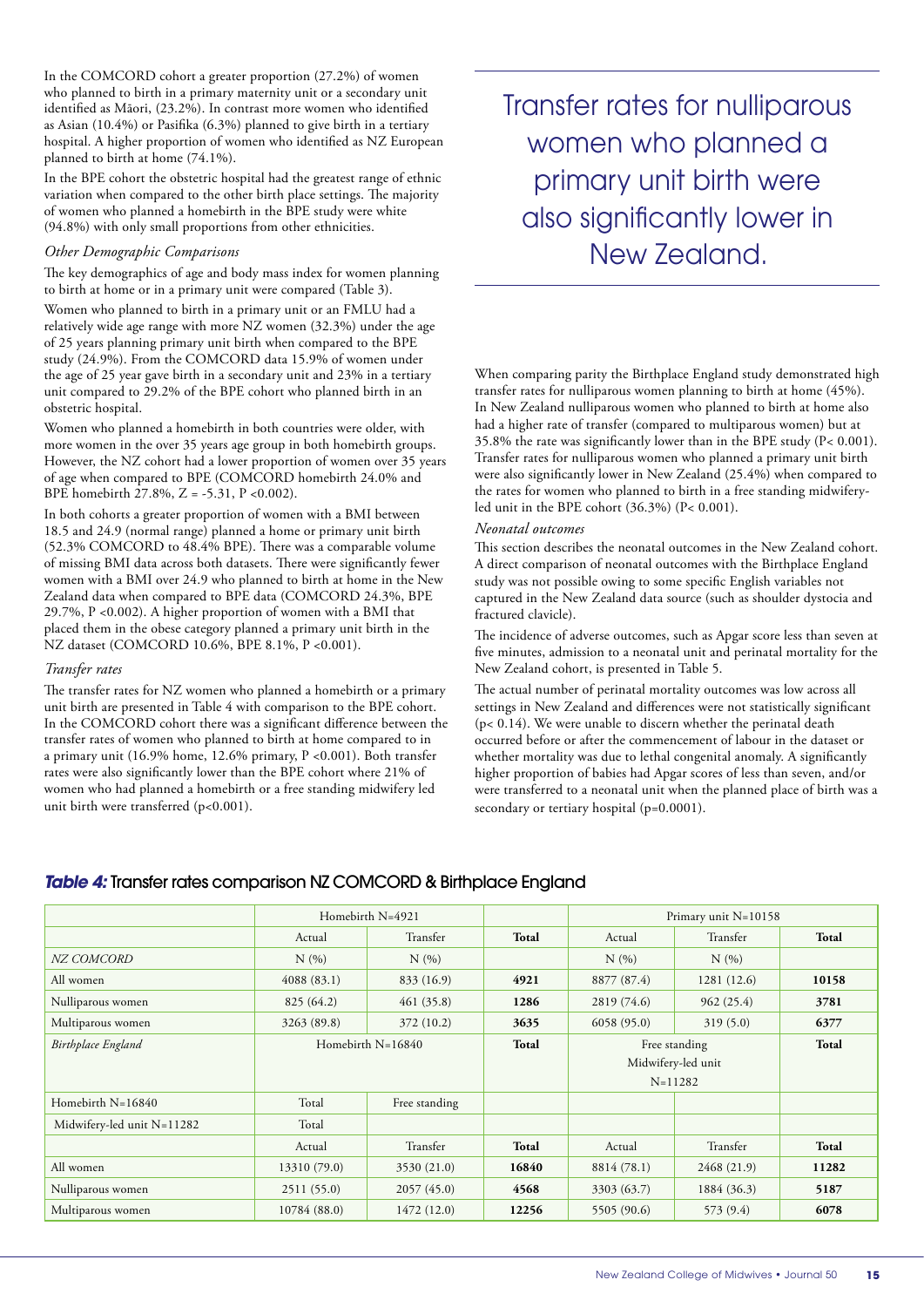In the COMCORD cohort a greater proportion (27.2%) of women who planned to birth in a primary maternity unit or a secondary unit identified as Māori, (23.2%). In contrast more women who identified as Asian (10.4%) or Pasifika (6.3%) planned to give birth in a tertiary hospital. A higher proportion of women who identified as NZ European planned to birth at home (74.1%).

In the BPE cohort the obstetric hospital had the greatest range of ethnic variation when compared to the other birth place settings. The majority of women who planned a homebirth in the BPE study were white (94.8%) with only small proportions from other ethnicities.

### *Other Demographic Comparisons*

The key demographics of age and body mass index for women planning to birth at home or in a primary unit were compared (Table 3).

Women who planned to birth in a primary unit or an FMLU had a relatively wide age range with more NZ women (32.3%) under the age of 25 years planning primary unit birth when compared to the BPE study (24.9%). From the COMCORD data 15.9% of women under the age of 25 year gave birth in a secondary unit and 23% in a tertiary unit compared to 29.2% of the BPE cohort who planned birth in an obstetric hospital.

Women who planned a homebirth in both countries were older, with more women in the over 35 years age group in both homebirth groups. However, the NZ cohort had a lower proportion of women over 35 years of age when compared to BPE (COMCORD homebirth 24.0% and BPE homebirth 27.8%, Z = -5.31, P <0.002).

In both cohorts a greater proportion of women with a BMI between 18.5 and 24.9 (normal range) planned a home or primary unit birth (52.3% COMCORD to 48.4% BPE). There was a comparable volume of missing BMI data across both datasets. There were significantly fewer women with a BMI over 24.9 who planned to birth at home in the New Zealand data when compared to BPE data (COMCORD 24.3%, BPE 29.7%, P <0.002). A higher proportion of women with a BMI that placed them in the obese category planned a primary unit birth in the NZ dataset (COMCORD 10.6%, BPE 8.1%, P <0.001).

### *Transfer rates*

The transfer rates for NZ women who planned a homebirth or a primary unit birth are presented in Table 4 with comparison to the BPE cohort. In the COMCORD cohort there was a significant difference between the transfer rates of women who planned to birth at home compared to in a primary unit (16.9% home, 12.6% primary, P <0.001). Both transfer rates were also significantly lower than the BPE cohort where 21% of women who had planned a homebirth or a free standing midwifery led unit birth were transferred (p<0.001).

> Transfer rates for nulliparous women who planned a primary unit birth were also significantly lower in New Zealand.

When comparing parity the Birthplace England study demonstrated high transfer rates for nulliparous women planning to birth at home (45%). In New Zealand nulliparous women who planned to birth at home also had a higher rate of transfer (compared to multiparous women) but at 35.8% the rate was significantly lower than in the BPE study (P< 0.001). Transfer rates for nulliparous women who planned a primary unit birth were also significantly lower in New Zealand (25.4%) when compared to the rates for women who planned to birth in a free standing midwifery-led unit in the BPE cohort (36.3%) (P< 0.001).

### *Neonatal outcomes*

This section describes the neonatal outcomes in the New Zealand cohort. A direct comparison of neonatal outcomes with the Birthplace England study was not possible owing to some specific English variables not captured in the New Zealand data source (such as shoulder dystocia and fractured clavicle).

The incidence of adverse outcomes, such as Apgar score less than seven at five minutes, admission to a neonatal unit and perinatal mortality for the New Zealand cohort, is presented in Table 5.

The actual number of perinatal mortality outcomes was low across all settings in New Zealand and differences were not statistically significant (p< 0.14). We were unable to discern whether the perinatal death occurred before or after the commencement of labour in the dataset or whether mortality was due to lethal congenital anomaly. A significantly higher proportion of babies had Apgar scores of less than seven, and/or were transferred to a neonatal unit when the planned place of birth was a secondary or tertiary hospital (p=0.0001).

**Table 4: Transfer rates comparison NZ COMCORD & Birthplace England**

| | Homebirth N=4921 | | | Primary unit N=10158 | | |
|---|---|---|---|---|---|---|
| | Actual | Transfer | **Total** | Actual | Transfer | **Total** |
| *NZ COMCORD* | N (%) | N (%) | | N (%) | N (%) | |
| All women | 4088 (83.1) | 833 (16.9) | **4921** | 8877 (87.4) | 1281 (12.6) | **10158** |
| Nulliparous women | 825 (64.2) | 461 (35.8) | **1286** | 2819 (74.6) | 962 (25.4) | **3781** |
| Multiparous women | 3263 (89.8) | 372 (10.2) | **3635** | 6058 (95.0) | 319 (5.0) | **6377** |
| *Birthplace England* | Homebirth N=16840 | | **Total** | Free standing Midwifery-led unit N=11282 | | **Total** |
| Homebirth N=16840 | Total | Free standing | | | | |
| Midwifery-led unit N=11282 | Total | | | | | |
| | Actual | Transfer | **Total** | Actual | Transfer | **Total** |
| All women | 13310 (79.0) | 3530 (21.0) | **16840** | 8814 (78.1) | 2468 (21.9) | **11282** |
| Nulliparous women | 2511 (55.0) | 2057 (45.0) | **4568** | 3303 (63.7) | 1884 (36.3) | **5187** |
| Multiparous women | 10784 (88.0) | 1472 (12.0) | **12256** | 5505 (90.6) | 573 (9.4) | **6078** |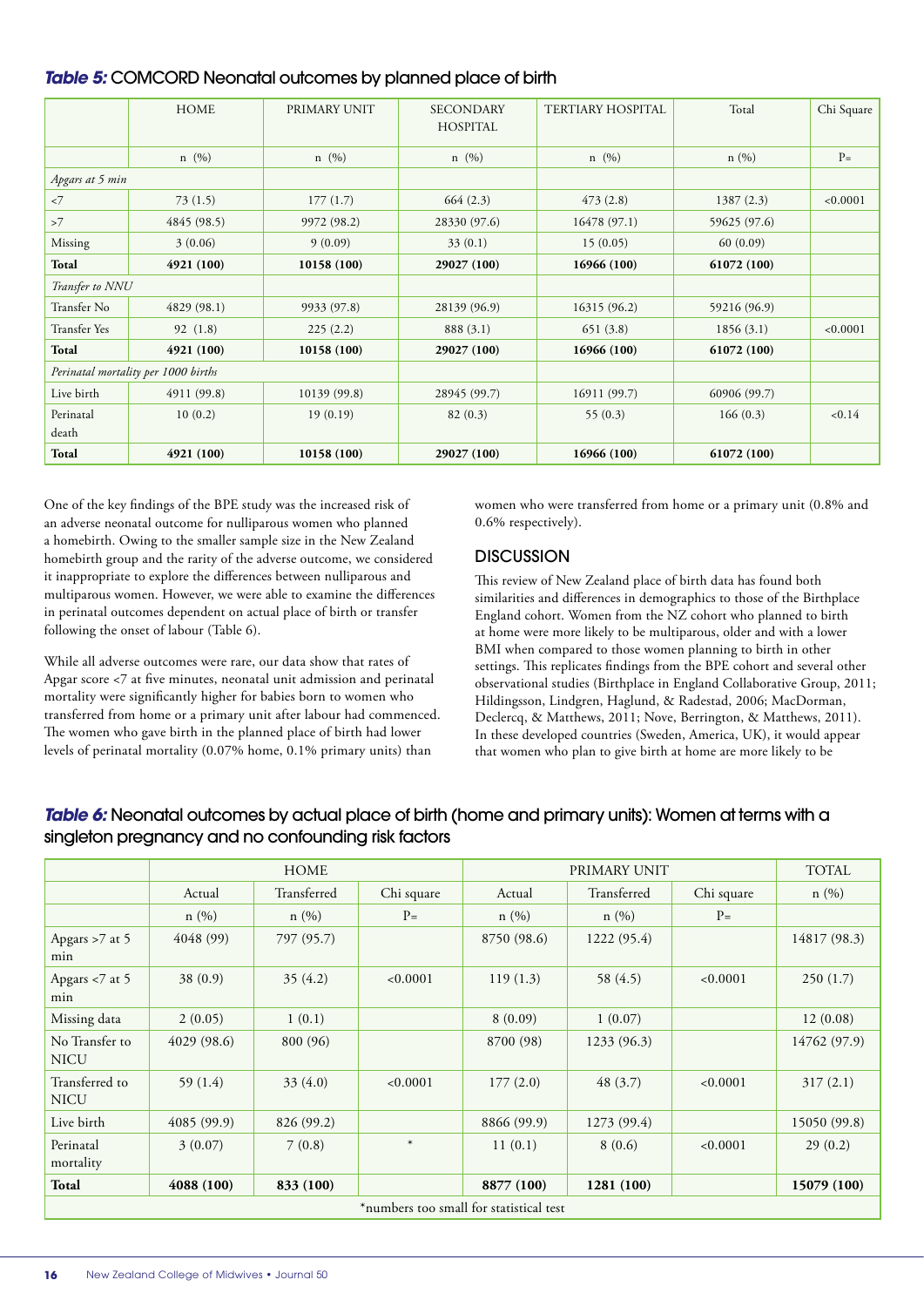## *Table 5:* COMCORD Neonatal outcomes by planned place of birth

| | HOME | PRIMARY UNIT | SECONDARY HOSPITAL | TERTIARY HOSPITAL | Total | Chi Square |
|---|---|---|---|---|---|---|
| | n (%) | n (%) | n (%) | n (%) | n (%) | P= |
| *Apgars at 5 min* | | | | | | |
| <7 | 73 (1.5) | 177 (1.7) | 664 (2.3) | 473 (2.8) | 1387 (2.3) | <0.0001 |
| >7 | 4845 (98.5) | 9972 (98.2) | 28330 (97.6) | 16478 (97.1) | 59625 (97.6) | |
| Missing | 3 (0.06) | 9 (0.09) | 33 (0.1) | 15 (0.05) | 60 (0.09) | |
| **Total** | **4921 (100)** | **10158 (100)** | **29027 (100)** | **16966 (100)** | **61072 (100)** | |
| *Transfer to NNU* | | | | | | |
| Transfer No | 4829 (98.1) | 9933 (97.8) | 28139 (96.9) | 16315 (96.2) | 59216 (96.9) | |
| Transfer Yes | 92 (1.8) | 225 (2.2) | 888 (3.1) | 651 (3.8) | 1856 (3.1) | <0.0001 |
| **Total** | **4921 (100)** | **10158 (100)** | **29027 (100)** | **16966 (100)** | **61072 (100)** | |
| *Perinatal mortality per 1000 births* | | | | | | |
| Live birth | 4911 (99.8) | 10139 (99.8) | 28945 (99.7) | 16911 (99.7) | 60906 (99.7) | |
| Perinatal death | 10 (0.2) | 19 (0.19) | 82 (0.3) | 55 (0.3) | 166 (0.3) | <0.14 |
| **Total** | **4921 (100)** | **10158 (100)** | **29027 (100)** | **16966 (100)** | **61072 (100)** | |

One of the key findings of the BPE study was the increased risk of an adverse neonatal outcome for nulliparous women who planned a homebirth. Owing to the smaller sample size in the New Zealand homebirth group and the rarity of the adverse outcome, we considered it inappropriate to explore the differences between nulliparous and multiparous women. However, we were able to examine the differences in perinatal outcomes dependent on actual place of birth or transfer following the onset of labour (Table 6).

While all adverse outcomes were rare, our data show that rates of Apgar score <7 at five minutes, neonatal unit admission and perinatal mortality were significantly higher for babies born to women who transferred from home or a primary unit after labour had commenced. The women who gave birth in the planned place of birth had lower levels of perinatal mortality (0.07% home, 0.1% primary units) than women who were transferred from home or a primary unit (0.8% and 0.6% respectively).

## DISCUSSION

This review of New Zealand place of birth data has found both similarities and differences in demographics to those of the Birthplace England cohort. Women from the NZ cohort who planned to birth at home were more likely to be multiparous, older and with a lower BMI when compared to those women planning to birth in other settings. This replicates findings from the BPE cohort and several other observational studies (Birthplace in England Collaborative Group, 2011; Hildingsson, Lindgren, Haglund, & Radestad, 2006; MacDorman, Declercq, & Matthews, 2011; Nove, Berrington, & Matthews, 2011). In these developed countries (Sweden, America, UK), it would appear that women who plan to give birth at home are more likely to be

## *Table 6:* Neonatal outcomes by actual place of birth (home and primary units): Women at terms with a singleton pregnancy and no confounding risk factors

| | HOME | | | PRIMARY UNIT | | | TOTAL |
|---|---|---|---|---|---|---|---|
| | Actual | Transferred | Chi square | Actual | Transferred | Chi square | n (%) |
| | n (%) | n (%) | P= | n (%) | n (%) | P= | |
| Apgars >7 at 5 min | 4048 (99) | 797 (95.7) | | 8750 (98.6) | 1222 (95.4) | | 14817 (98.3) |
| Apgars <7 at 5 min | 38 (0.9) | 35 (4.2) | <0.0001 | 119 (1.3) | 58 (4.5) | <0.0001 | 250 (1.7) |
| Missing data | 2 (0.05) | 1 (0.1) | | 8 (0.09) | 1 (0.07) | | 12 (0.08) |
| No Transfer to NICU | 4029 (98.6) | 800 (96) | | 8700 (98) | 1233 (96.3) | | 14762 (97.9) |
| Transferred to NICU | 59 (1.4) | 33 (4.0) | <0.0001 | 177 (2.0) | 48 (3.7) | <0.0001 | 317 (2.1) |
| Live birth | 4085 (99.9) | 826 (99.2) | | 8866 (99.9) | 1273 (99.4) | | 15050 (99.8) |
| Perinatal mortality | 3 (0.07) | 7 (0.8) | * | 11 (0.1) | 8 (0.6) | <0.0001 | 29 (0.2) |
| **Total** | **4088 (100)** | **833 (100)** | | **8877 (100)** | **1281 (100)** | | **15079 (100)** |

*numbers too small for statistical test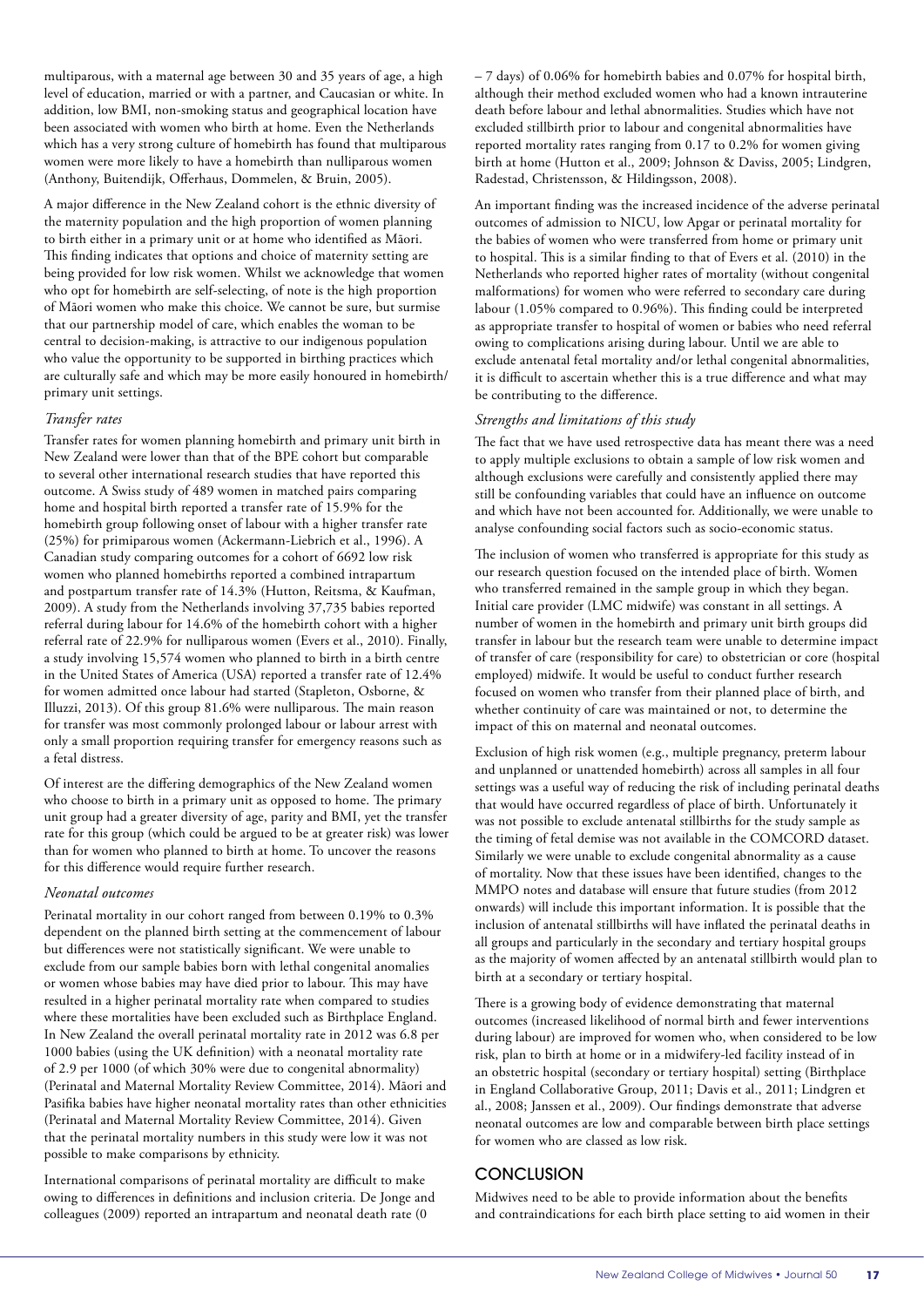multiparous, with a maternal age between 30 and 35 years of age, a high level of education, married or with a partner, and Caucasian or white. In addition, low BMI, non-smoking status and geographical location have been associated with women who birth at home. Even the Netherlands which has a very strong culture of homebirth has found that multiparous women were more likely to have a homebirth than nulliparous women (Anthony, Buitendijk, Offerhaus, Dommelen, & Bruin, 2005).

A major difference in the New Zealand cohort is the ethnic diversity of the maternity population and the high proportion of women planning to birth either in a primary unit or at home who identified as Māori. This finding indicates that options and choice of maternity setting are being provided for low risk women. Whilst we acknowledge that women who opt for homebirth are self-selecting, of note is the high proportion of Māori women who make this choice. We cannot be sure, but surmise that our partnership model of care, which enables the woman to be central to decision-making, is attractive to our indigenous population who value the opportunity to be supported in birthing practices which are culturally safe and which may be more easily honoured in homebirth/primary unit settings.

### *Transfer rates*

Transfer rates for women planning homebirth and primary unit birth in New Zealand were lower than that of the BPE cohort but comparable to several other international research studies that have reported this outcome. A Swiss study of 489 women in matched pairs comparing home and hospital birth reported a transfer rate of 15.9% for the homebirth group following onset of labour with a higher transfer rate (25%) for primiparous women (Ackermann-Liebrich et al., 1996). A Canadian study comparing outcomes for a cohort of 6692 low risk women who planned homebirths reported a combined intrapartum and postpartum transfer rate of 14.3% (Hutton, Reitsma, & Kaufman, 2009). A study from the Netherlands involving 37,735 babies reported referral during labour for 14.6% of the homebirth cohort with a higher referral rate of 22.9% for nulliparous women (Evers et al., 2010). Finally, a study involving 15,574 women who planned to birth in a birth centre in the United States of America (USA) reported a transfer rate of 12.4% for women admitted once labour had started (Stapleton, Osborne, & Illuzzi, 2013). Of this group 81.6% were nulliparous. The main reason for transfer was most commonly prolonged labour or labour arrest with only a small proportion requiring transfer for emergency reasons such as a fetal distress.

Of interest are the differing demographics of the New Zealand women who choose to birth in a primary unit as opposed to home. The primary unit group had a greater diversity of age, parity and BMI, yet the transfer rate for this group (which could be argued to be at greater risk) was lower than for women who planned to birth at home. To uncover the reasons for this difference would require further research.

### *Neonatal outcomes*

Perinatal mortality in our cohort ranged from between 0.19% to 0.3% dependent on the planned birth setting at the commencement of labour but differences were not statistically significant. We were unable to exclude from our sample babies born with lethal congenital anomalies or women whose babies may have died prior to labour. This may have resulted in a higher perinatal mortality rate when compared to studies where these mortalities have been excluded such as Birthplace England. In New Zealand the overall perinatal mortality rate in 2012 was 6.8 per 1000 babies (using the UK definition) with a neonatal mortality rate of 2.9 per 1000 (of which 30% were due to congenital abnormality) (Perinatal and Maternal Mortality Review Committee, 2014). Māori and Pasifika babies have higher neonatal mortality rates than other ethnicities (Perinatal and Maternal Mortality Review Committee, 2014). Given that the perinatal mortality numbers in this study were low it was not possible to make comparisons by ethnicity.

International comparisons of perinatal mortality are difficult to make owing to differences in definitions and inclusion criteria. De Jonge and colleagues (2009) reported an intrapartum and neonatal death rate (0 – 7 days) of 0.06% for homebirth babies and 0.07% for hospital birth, although their method excluded women who had a known intrauterine death before labour and lethal abnormalities. Studies which have not excluded stillbirth prior to labour and congenital abnormalities have reported mortality rates ranging from 0.17 to 0.2% for women giving birth at home (Hutton et al., 2009; Johnson & Daviss, 2005; Lindgren, Radestad, Christensson, & Hildingsson, 2008).

An important finding was the increased incidence of the adverse perinatal outcomes of admission to NICU, low Apgar or perinatal mortality for the babies of women who were transferred from home or primary unit to hospital. This is a similar finding to that of Evers et al. (2010) in the Netherlands who reported higher rates of mortality (without congenital malformations) for women who were referred to secondary care during labour (1.05% compared to 0.96%). This finding could be interpreted as appropriate transfer to hospital of women or babies who need referral owing to complications arising during labour. Until we are able to exclude antenatal fetal mortality and/or lethal congenital abnormalities, it is difficult to ascertain whether this is a true difference and what may be contributing to the difference.

### *Strengths and limitations of this study*

The fact that we have used retrospective data has meant there was a need to apply multiple exclusions to obtain a sample of low risk women and although exclusions were carefully and consistently applied there may still be confounding variables that could have an influence on outcome and which have not been accounted for. Additionally, we were unable to analyse confounding social factors such as socio-economic status.

The inclusion of women who transferred is appropriate for this study as our research question focused on the intended place of birth. Women who transferred remained in the sample group in which they began. Initial care provider (LMC midwife) was constant in all settings. A number of women in the homebirth and primary unit birth groups did transfer in labour but the research team were unable to determine impact of transfer of care (responsibility for care) to obstetrician or core (hospital employed) midwife. It would be useful to conduct further research focused on women who transfer from their planned place of birth, and whether continuity of care was maintained or not, to determine the impact of this on maternal and neonatal outcomes.

Exclusion of high risk women (e.g., multiple pregnancy, preterm labour and unplanned or unattended homebirth) across all samples in all four settings was a useful way of reducing the risk of including perinatal deaths that would have occurred regardless of place of birth. Unfortunately it was not possible to exclude antenatal stillbirths for the study sample as the timing of fetal demise was not available in the COMCORD dataset. Similarly we were unable to exclude congenital abnormality as a cause of mortality. Now that these issues have been identified, changes to the MMPO notes and database will ensure that future studies (from 2012 onwards) will include this important information. It is possible that the inclusion of antenatal stillbirths will have inflated the perinatal deaths in all groups and particularly in the secondary and tertiary hospital groups as the majority of women affected by an antenatal stillbirth would plan to birth at a secondary or tertiary hospital.

There is a growing body of evidence demonstrating that maternal outcomes (increased likelihood of normal birth and fewer interventions during labour) are improved for women who, when considered to be low risk, plan to birth at home or in a midwifery-led facility instead of in an obstetric hospital (secondary or tertiary hospital) setting (Birthplace in England Collaborative Group, 2011; Davis et al., 2011; Lindgren et al., 2008; Janssen et al., 2009). Our findings demonstrate that adverse neonatal outcomes are low and comparable between birth place settings for women who are classed as low risk.

## CONCLUSION

Midwives need to be able to provide information about the benefits and contraindications for each birth place setting to aid women in their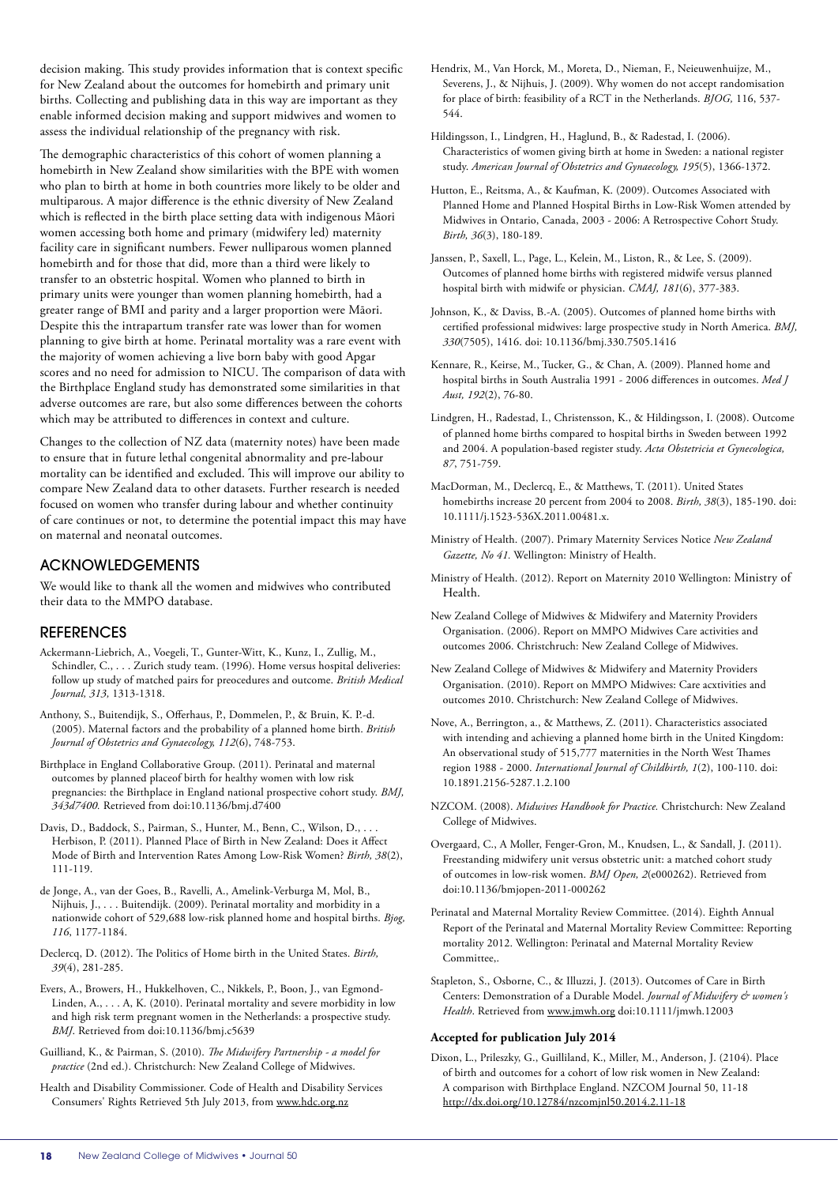decision making. This study provides information that is context specific for New Zealand about the outcomes for homebirth and primary unit births. Collecting and publishing data in this way are important as they enable informed decision making and support midwives and women to assess the individual relationship of the pregnancy with risk.

The demographic characteristics of this cohort of women planning a homebirth in New Zealand show similarities with the BPE with women who plan to birth at home in both countries more likely to be older and multiparous. A major difference is the ethnic diversity of New Zealand which is reflected in the birth place setting data with indigenous Māori women accessing both home and primary (midwifery led) maternity facility care in significant numbers. Fewer nulliparous women planned homebirth and for those that did, more than a third were likely to transfer to an obstetric hospital. Women who planned to birth in primary units were younger than women planning homebirth, had a greater range of BMI and parity and a larger proportion were Māori. Despite this the intrapartum transfer rate was lower than for women planning to give birth at home. Perinatal mortality was a rare event with the majority of women achieving a live born baby with good Apgar scores and no need for admission to NICU. The comparison of data with the Birthplace England study has demonstrated some similarities in that adverse outcomes are rare, but also some differences between the cohorts which may be attributed to differences in context and culture.

Changes to the collection of NZ data (maternity notes) have been made to ensure that in future lethal congenital abnormality and pre-labour mortality can be identified and excluded. This will improve our ability to compare New Zealand data to other datasets. Further research is needed focused on women who transfer during labour and whether continuity of care continues or not, to determine the potential impact this may have on maternal and neonatal outcomes.

## ACKNOWLEDGEMENTS

We would like to thank all the women and midwives who contributed their data to the MMPO database.

## REFERENCES

Ackermann-Liebrich, A., Voegeli, T., Gunter-Witt, K., Kunz, I., Zullig, M., Schindler, C., . . . Zurich study team. (1996). Home versus hospital deliveries: follow up study of matched pairs for preocedures and outcome. *British Medical Journal, 313,* 1313-1318.

Anthony, S., Buitendijk, S., Offerhaus, P., Dommelen, P., & Bruin, K. P.-d. (2005). Maternal factors and the probability of a planned home birth. *British Journal of Obstetrics and Gynaecology, 112*(6), 748-753.

Birthplace in England Collaborative Group. (2011). Perinatal and maternal outcomes by planned placeof birth for healthy women with low risk pregnancies: the Birthplace in England national prospective cohort study. *BMJ, 343d7400.* Retrieved from doi:10.1136/bmj.d7400

Davis, D., Baddock, S., Pairman, S., Hunter, M., Benn, C., Wilson, D., . . . Herbison, P. (2011). Planned Place of Birth in New Zealand: Does it Affect Mode of Birth and Intervention Rates Among Low-Risk Women? *Birth, 38*(2), 111-119.

de Jonge, A., van der Goes, B., Ravelli, A., Amelink-Verburga M, Mol, B., Nijhuis, J., . . . Buitendijk. (2009). Perinatal mortality and morbidity in a nationwide cohort of 529,688 low-risk planned home and hospital births. *Bjog, 116*, 1177-1184.

Declercq, D. (2012). The Politics of Home birth in the United States. *Birth, 39*(4), 281-285.

Evers, A., Browers, H., Hukkelhoven, C., Nikkels, P., Boon, J., van Egmond-Linden, A., . . . A, K. (2010). Perinatal mortality and severe morbidity in low and high risk term pregnant women in the Netherlands: a prospective study. *BMJ*. Retrieved from doi:10.1136/bmj.c5639

Guilliand, K., & Pairman, S. (2010). *The Midwifery Partnership - a model for practice* (2nd ed.). Christchurch: New Zealand College of Midwives.

Health and Disability Commissioner. Code of Health and Disability Services Consumers' Rights Retrieved 5th July 2013, from www.hdc.org.nz

Hendrix, M., Van Horck, M., Moreta, D., Nieman, F., Neieuwenhuijze, M., Severens, J., & Nijhuis, J. (2009). Why women do not accept randomisation for place of birth: feasibility of a RCT in the Netherlands. *BJOG,* 116, 537-544.

Hildingsson, I., Lindgren, H., Haglund, B., & Radestad, I. (2006). Characteristics of women giving birth at home in Sweden: a national register study. *American Journal of Obstetrics and Gynaecology, 195*(5), 1366-1372.

Hutton, E., Reitsma, A., & Kaufman, K. (2009). Outcomes Associated with Planned Home and Planned Hospital Births in Low-Risk Women attended by Midwives in Ontario, Canada, 2003 - 2006: A Retrospective Cohort Study. *Birth, 36*(3), 180-189.

Janssen, P., Saxell, L., Page, L., Kelein, M., Liston, R., & Lee, S. (2009). Outcomes of planned home births with registered midwife versus planned hospital birth with midwife or physician. *CMAJ, 181*(6), 377-383.

Johnson, K., & Daviss, B.-A. (2005). Outcomes of planned home births with certified professional midwives: large prospective study in North America. *BMJ, 330*(7505), 1416. doi: 10.1136/bmj.330.7505.1416

Kennare, R., Keirse, M., Tucker, G., & Chan, A. (2009). Planned home and hospital births in South Australia 1991 - 2006 differences in outcomes. *Med J Aust, 192*(2), 76-80.

Lindgren, H., Radestad, I., Christensson, K., & Hildingsson, I. (2008). Outcome of planned home births compared to hospital births in Sweden between 1992 and 2004. A population-based register study. *Acta Obstetricia et Gynecologica, 87*, 751-759.

MacDorman, M., Declercq, E., & Matthews, T. (2011). United States homebirths increase 20 percent from 2004 to 2008. *Birth, 38*(3), 185-190. doi: 10.1111/j.1523-536X.2011.00481.x.

Ministry of Health. (2007). Primary Maternity Services Notice *New Zealand Gazette, No 41.* Wellington: Ministry of Health.

Ministry of Health. (2012). Report on Maternity 2010 Wellington: Ministry of Health.

New Zealand College of Midwives & Midwifery and Maternity Providers Organisation. (2006). Report on MMPO Midwives Care activities and outcomes 2006. Christchruch: New Zealand College of Midwives.

New Zealand College of Midwives & Midwifery and Maternity Providers Organisation. (2010). Report on MMPO Midwives: Care acxtivities and outcomes 2010. Christchurch: New Zealand College of Midwives.

Nove, A., Berrington, a., & Matthews, Z. (2011). Characteristics associated with intending and achieving a planned home birth in the United Kingdom: An observational study of 515,777 maternities in the North West Thames region 1988 - 2000. *International Journal of Childbirth, 1*(2), 100-110. doi: 10.1891.2156-5287.1.2.100

NZCOM. (2008). *Midwives Handbook for Practice.* Christchurch: New Zealand College of Midwives.

Overgaard, C., A Moller, Fenger-Gron, M., Knudsen, L., & Sandall, J. (2011). Freestanding midwifery unit versus obstetric unit: a matched cohort study of outcomes in low-risk women. *BMJ Open, 2*(e000262). Retrieved from doi:10.1136/bmjopen-2011-000262

Perinatal and Maternal Mortality Review Committee. (2014). Eighth Annual Report of the Perinatal and Maternal Mortality Review Committee: Reporting mortality 2012. Wellington: Perinatal and Maternal Mortality Review Committee,.

Stapleton, S., Osborne, C., & Illuzzi, J. (2013). Outcomes of Care in Birth Centers: Demonstration of a Durable Model. *Journal of Midwifery & women's Health*. Retrieved from www.jmwh.org doi:10.1111/jmwh.12003

**Accepted for publication July 2014**

Dixon, L., Prileszky, G., Guilliland, K., Miller, M., Anderson, J. (2104). Place of birth and outcomes for a cohort of low risk women in New Zealand: A comparison with Birthplace England. NZCOM Journal 50, 11-18 http://dx.doi.org/10.12784/nzcomjnl50.2014.2.11-18